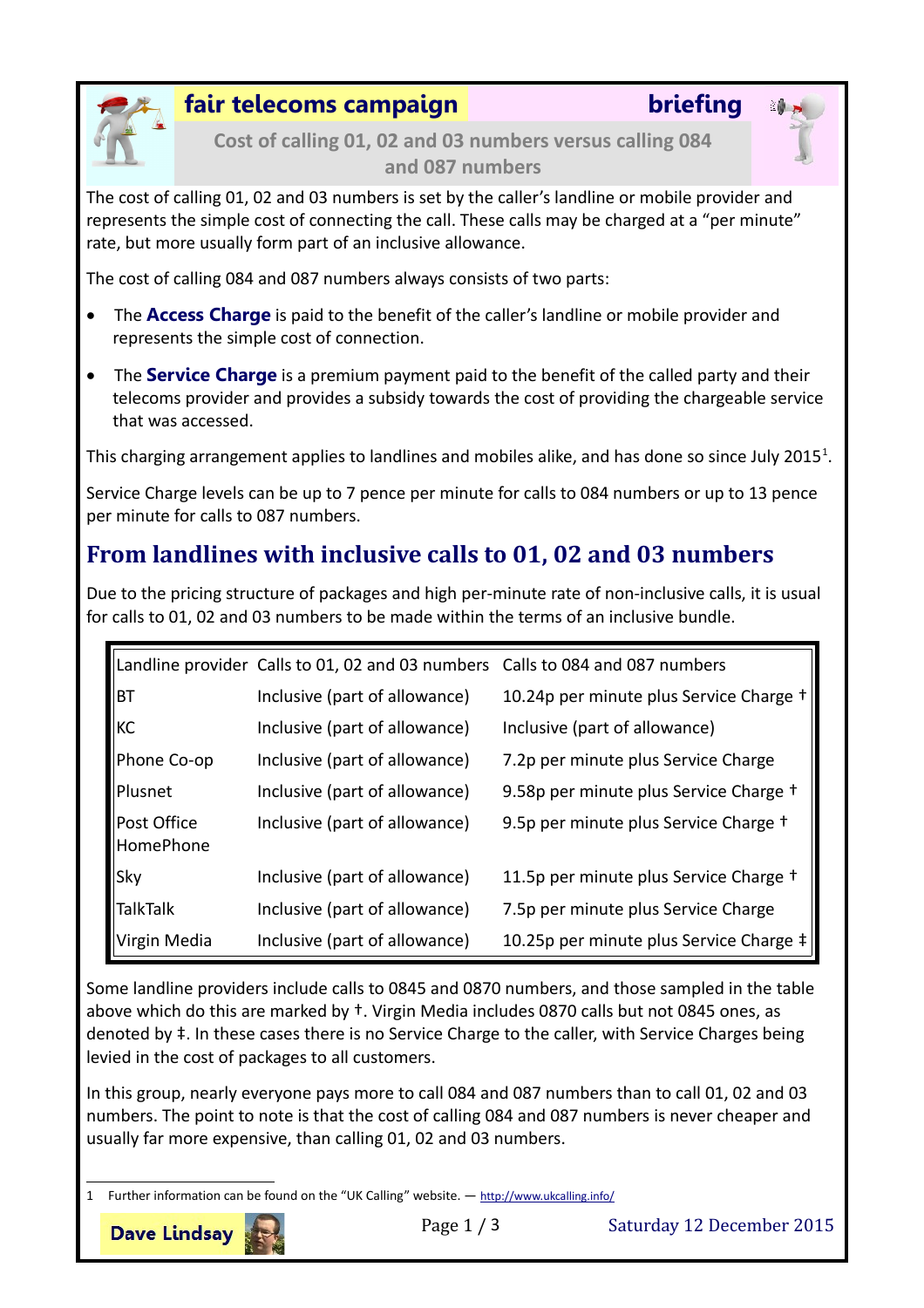# fair telecoms campaign briefing

## Cost of calling 01, 02 and 03 numbers versus calling 084 and 087 numbers

The cost of calling 01, 02 and 03 numbers is set by the caller's landline or mobile provider and represents the simple cost of connecting the call. These calls may be charged at a "per minute" rate, but more usually form part of an inclusive allowance.

The cost of calling 084 and 087 numbers always consists of two parts:

- The **Access Charge** is paid to the benefit of the caller's landline or mobile provider and represents the simple cost of connection.
- The **Service Charge** is a premium payment paid to the benefit of the called party and their telecoms provider and provides a subsidy towards the cost of providing the chargeable service that was accessed.

This charging arrangement applies to landlines and mobiles alike, and has done so since July 2015[1].

Service Charge levels can be up to 7 pence per minute for calls to 084 numbers or up to 13 pence per minute for calls to 087 numbers.

## From landlines with inclusive calls to 01, 02 and 03 numbers

Due to the pricing structure of packages and high per-minute rate of non-inclusive calls, it is usual for calls to 01, 02 and 03 numbers to be made within the terms of an inclusive bundle.

| Landline provider | Calls to 01, 02 and 03 numbers | Calls to 084 and 087 numbers |
|---|---|---|
| BT | Inclusive (part of allowance) | 10.24p per minute plus Service Charge † |
| KC | Inclusive (part of allowance) | Inclusive (part of allowance) |
| Phone Co-op | Inclusive (part of allowance) | 7.2p per minute plus Service Charge |
| Plusnet | Inclusive (part of allowance) | 9.58p per minute plus Service Charge † |
| Post Office HomePhone | Inclusive (part of allowance) | 9.5p per minute plus Service Charge † |
| Sky | Inclusive (part of allowance) | 11.5p per minute plus Service Charge † |
| TalkTalk | Inclusive (part of allowance) | 7.5p per minute plus Service Charge |
| Virgin Media | Inclusive (part of allowance) | 10.25p per minute plus Service Charge ‡ |

Some landline providers include calls to 0845 and 0870 numbers, and those sampled in the table above which do this are marked by †. Virgin Media includes 0870 calls but not 0845 ones, as denoted by ‡. In these cases there is no Service Charge to the caller, with Service Charges being levied in the cost of packages to all customers.

In this group, nearly everyone pays more to call 084 and 087 numbers than to call 01, 02 and 03 numbers. The point to note is that the cost of calling 084 and 087 numbers is never cheaper and usually far more expensive, than calling 01, 02 and 03 numbers.

---

1 Further information can be found on the "UK Calling" website. — http://www.ukcalling.info/

Dave Lindsay

Saturday 12 December 2015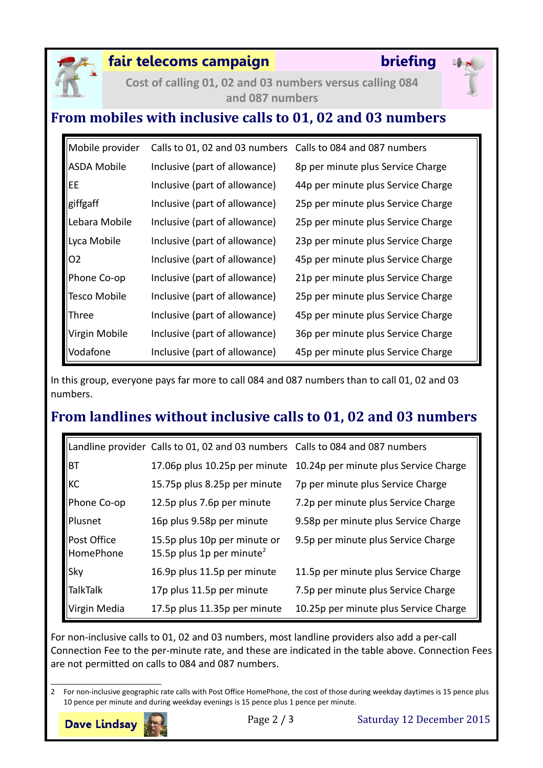**fair telecoms campaign** **briefing**

**Cost of calling 01, 02 and 03 numbers versus calling 084 and 087 numbers**

## From mobiles with inclusive calls to 01, 02 and 03 numbers

| Mobile provider | Calls to 01, 02 and 03 numbers | Calls to 084 and 087 numbers |
|---|---|---|
| ASDA Mobile | Inclusive (part of allowance) | 8p per minute plus Service Charge |
| EE | Inclusive (part of allowance) | 44p per minute plus Service Charge |
| giffgaff | Inclusive (part of allowance) | 25p per minute plus Service Charge |
| Lebara Mobile | Inclusive (part of allowance) | 25p per minute plus Service Charge |
| Lyca Mobile | Inclusive (part of allowance) | 23p per minute plus Service Charge |
| O2 | Inclusive (part of allowance) | 45p per minute plus Service Charge |
| Phone Co-op | Inclusive (part of allowance) | 21p per minute plus Service Charge |
| Tesco Mobile | Inclusive (part of allowance) | 25p per minute plus Service Charge |
| Three | Inclusive (part of allowance) | 45p per minute plus Service Charge |
| Virgin Mobile | Inclusive (part of allowance) | 36p per minute plus Service Charge |
| Vodafone | Inclusive (part of allowance) | 45p per minute plus Service Charge |

In this group, everyone pays far more to call 084 and 087 numbers than to call 01, 02 and 03 numbers.

## From landlines without inclusive calls to 01, 02 and 03 numbers

| Landline provider | Calls to 01, 02 and 03 numbers | Calls to 084 and 087 numbers |
|---|---|---|
| BT | 17.06p plus 10.25p per minute | 10.24p per minute plus Service Charge |
| KC | 15.75p plus 8.25p per minute | 7p per minute plus Service Charge |
| Phone Co-op | 12.5p plus 7.6p per minute | 7.2p per minute plus Service Charge |
| Plusnet | 16p plus 9.58p per minute | 9.58p per minute plus Service Charge |
| Post Office HomePhone | 15.5p plus 10p per minute or 15.5p plus 1p per minute[2] | 9.5p per minute plus Service Charge |
| Sky | 16.9p plus 11.5p per minute | 11.5p per minute plus Service Charge |
| TalkTalk | 17p plus 11.5p per minute | 7.5p per minute plus Service Charge |
| Virgin Media | 17.5p plus 11.35p per minute | 10.25p per minute plus Service Charge |

For non-inclusive calls to 01, 02 and 03 numbers, most landline providers also add a per-call Connection Fee to the per-minute rate, and these are indicated in the table above. Connection Fees are not permitted on calls to 084 and 087 numbers.

---

2 For non-inclusive geographic rate calls with Post Office HomePhone, the cost of those during weekday daytimes is 15 pence plus 10 pence per minute and during weekday evenings is 15 pence plus 1 pence per minute.

**Dave Lindsay**

Saturday 12 December 2015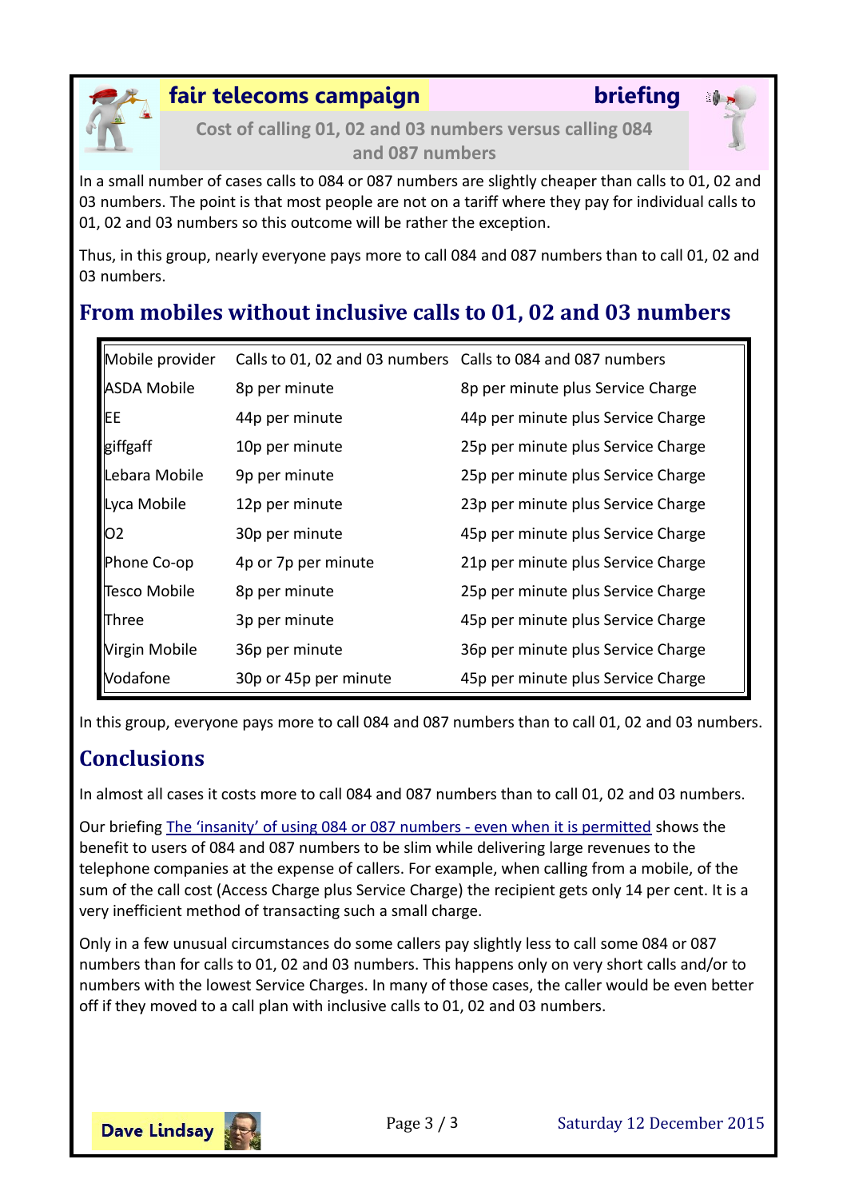fair telecoms campaign **briefing**

Cost of calling 01, 02 and 03 numbers versus calling 084 and 087 numbers

In a small number of cases calls to 084 or 087 numbers are slightly cheaper than calls to 01, 02 and 03 numbers. The point is that most people are not on a tariff where they pay for individual calls to 01, 02 and 03 numbers so this outcome will be rather the exception.

Thus, in this group, nearly everyone pays more to call 084 and 087 numbers than to call 01, 02 and 03 numbers.

## From mobiles without inclusive calls to 01, 02 and 03 numbers

| Mobile provider | Calls to 01, 02 and 03 numbers | Calls to 084 and 087 numbers |
|---|---|---|
| ASDA Mobile | 8p per minute | 8p per minute plus Service Charge |
| EE | 44p per minute | 44p per minute plus Service Charge |
| giffgaff | 10p per minute | 25p per minute plus Service Charge |
| Lebara Mobile | 9p per minute | 25p per minute plus Service Charge |
| Lyca Mobile | 12p per minute | 23p per minute plus Service Charge |
| O2 | 30p per minute | 45p per minute plus Service Charge |
| Phone Co-op | 4p or 7p per minute | 21p per minute plus Service Charge |
| Tesco Mobile | 8p per minute | 25p per minute plus Service Charge |
| Three | 3p per minute | 45p per minute plus Service Charge |
| Virgin Mobile | 36p per minute | 36p per minute plus Service Charge |
| Vodafone | 30p or 45p per minute | 45p per minute plus Service Charge |

In this group, everyone pays more to call 084 and 087 numbers than to call 01, 02 and 03 numbers.

## Conclusions

In almost all cases it costs more to call 084 and 087 numbers than to call 01, 02 and 03 numbers.

Our briefing The 'insanity' of using 084 or 087 numbers - even when it is permitted shows the benefit to users of 084 and 087 numbers to be slim while delivering large revenues to the telephone companies at the expense of callers. For example, when calling from a mobile, of the sum of the call cost (Access Charge plus Service Charge) the recipient gets only 14 per cent. It is a very inefficient method of transacting such a small charge.

Only in a few unusual circumstances do some callers pay slightly less to call some 084 or 087 numbers than for calls to 01, 02 and 03 numbers. This happens only on very short calls and/or to numbers with the lowest Service Charges. In many of those cases, the caller would be even better off if they moved to a call plan with inclusive calls to 01, 02 and 03 numbers.

Dave Lindsay

Saturday 12 December 2015